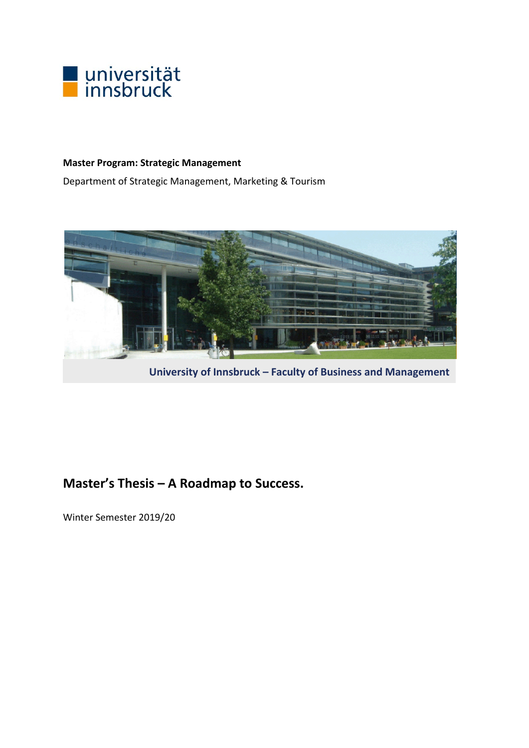universität innsbruck

**Master Program: Strategic Management**

Department of Strategic Management, Marketing & Tourism

University of Innsbruck – Faculty of Business and Management

# Master's Thesis – A Roadmap to Success.

Winter Semester 2019/20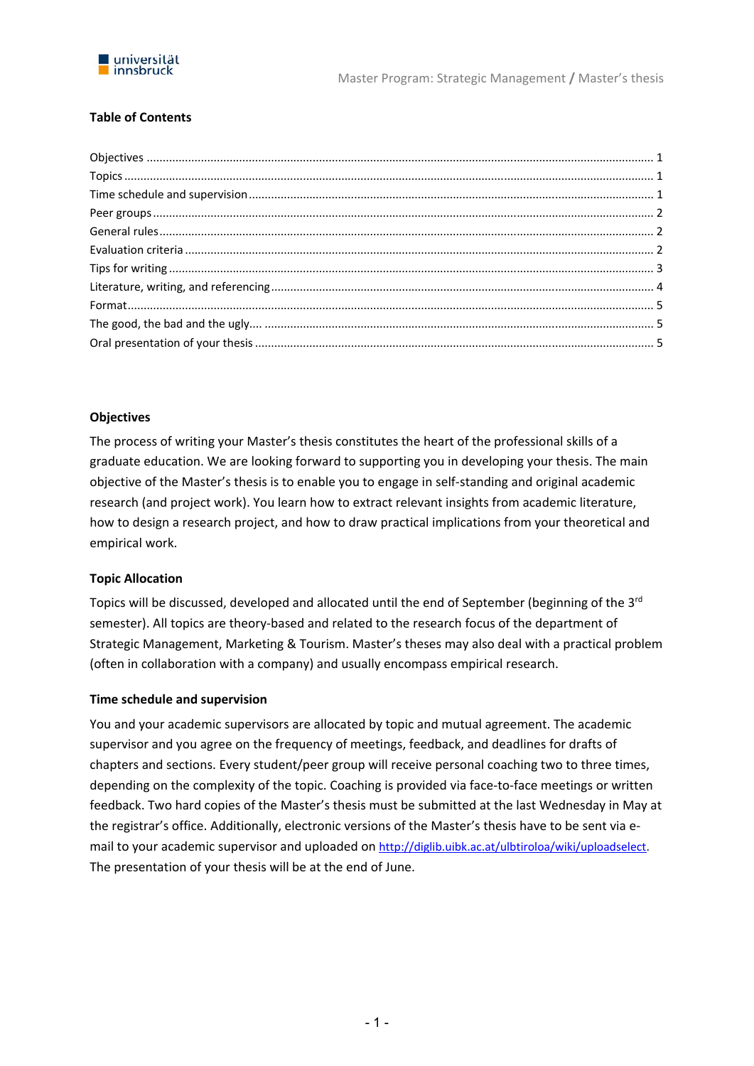## Table of Contents

Objectives ........................................................................................................................................ 1
Topics ............................................................................................................................................... 1
Time schedule and supervision ........................................................................................................ 1
Peer groups ...................................................................................................................................... 2
General rules .................................................................................................................................... 2
Evaluation criteria ............................................................................................................................ 2
Tips for writing ................................................................................................................................. 3
Literature, writing, and referencing .................................................................................................. 4
Format .............................................................................................................................................. 5
The good, the bad and the ugly.... ................................................................................................... 5
Oral presentation of your thesis ....................................................................................................... 5

## Objectives

The process of writing your Master's thesis constitutes the heart of the professional skills of a graduate education. We are looking forward to supporting you in developing your thesis. The main objective of the Master's thesis is to enable you to engage in self-standing and original academic research (and project work). You learn how to extract relevant insights from academic literature, how to design a research project, and how to draw practical implications from your theoretical and empirical work.

## Topic Allocation

Topics will be discussed, developed and allocated until the end of September (beginning of the 3rd semester). All topics are theory-based and related to the research focus of the department of Strategic Management, Marketing & Tourism. Master's theses may also deal with a practical problem (often in collaboration with a company) and usually encompass empirical research.

## Time schedule and supervision

You and your academic supervisors are allocated by topic and mutual agreement. The academic supervisor and you agree on the frequency of meetings, feedback, and deadlines for drafts of chapters and sections. Every student/peer group will receive personal coaching two to three times, depending on the complexity of the topic. Coaching is provided via face-to-face meetings or written feedback. Two hard copies of the Master's thesis must be submitted at the last Wednesday in May at the registrar's office. Additionally, electronic versions of the Master's thesis have to be sent via e-mail to your academic supervisor and uploaded on http://diglib.uibk.ac.at/ulbtiroloa/wiki/uploadselect. The presentation of your thesis will be at the end of June.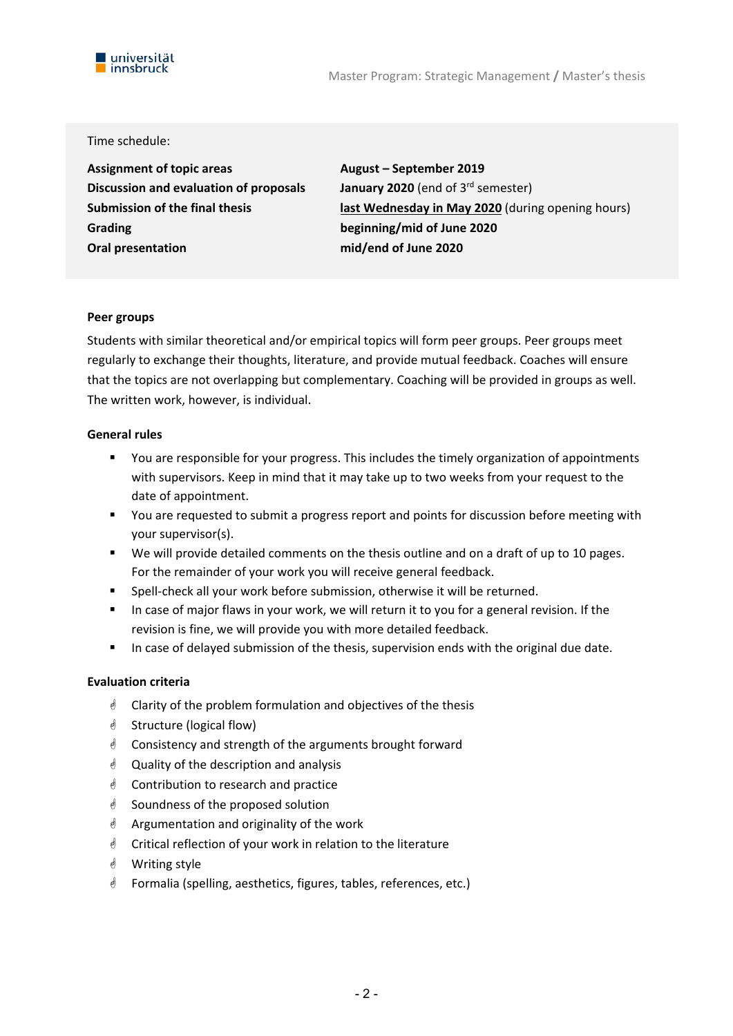Time schedule:

| | |
|---|---|
| **Assignment of topic areas** | **August – September 2019** |
| **Discussion and evaluation of proposals** | **January 2020** (end of 3rd semester) |
| **Submission of the final thesis** | **last Wednesday in May 2020** (during opening hours) |
| **Grading** | **beginning/mid of June 2020** |
| **Oral presentation** | **mid/end of June 2020** |

**Peer groups**

Students with similar theoretical and/or empirical topics will form peer groups. Peer groups meet regularly to exchange their thoughts, literature, and provide mutual feedback. Coaches will ensure that the topics are not overlapping but complementary. Coaching will be provided in groups as well. The written work, however, is individual.

**General rules**

- You are responsible for your progress. This includes the timely organization of appointments with supervisors. Keep in mind that it may take up to two weeks from your request to the date of appointment.
- You are requested to submit a progress report and points for discussion before meeting with your supervisor(s).
- We will provide detailed comments on the thesis outline and on a draft of up to 10 pages. For the remainder of your work you will receive general feedback.
- Spell-check all your work before submission, otherwise it will be returned.
- In case of major flaws in your work, we will return it to you for a general revision. If the revision is fine, we will provide you with more detailed feedback.
- In case of delayed submission of the thesis, supervision ends with the original due date.

**Evaluation criteria**

- Clarity of the problem formulation and objectives of the thesis
- Structure (logical flow)
- Consistency and strength of the arguments brought forward
- Quality of the description and analysis
- Contribution to research and practice
- Soundness of the proposed solution
- Argumentation and originality of the work
- Critical reflection of your work in relation to the literature
- Writing style
- Formalia (spelling, aesthetics, figures, tables, references, etc.)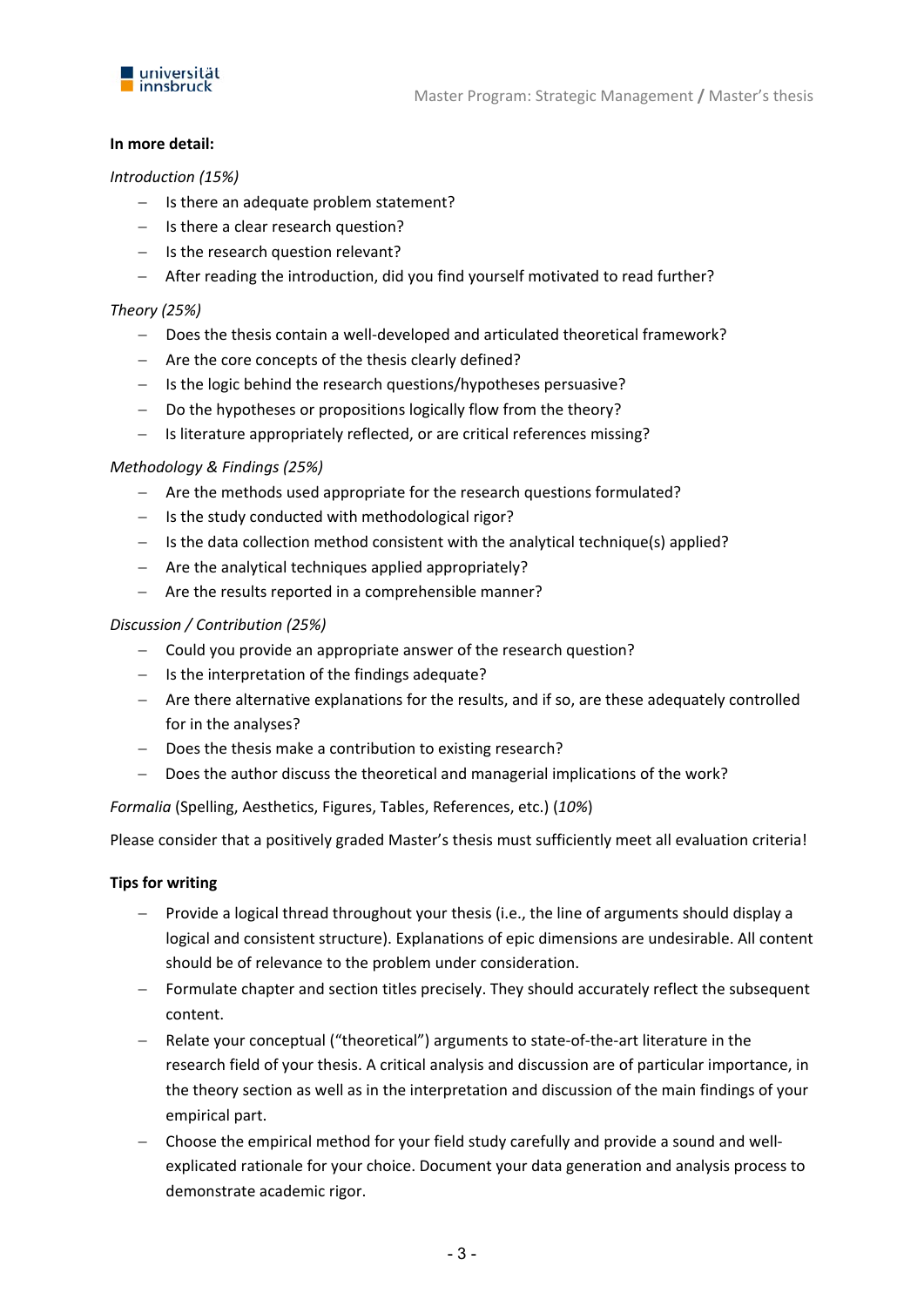**In more detail:**

*Introduction (15%)*

- Is there an adequate problem statement?
- Is there a clear research question?
- Is the research question relevant?
- After reading the introduction, did you find yourself motivated to read further?

*Theory (25%)*

- Does the thesis contain a well-developed and articulated theoretical framework?
- Are the core concepts of the thesis clearly defined?
- Is the logic behind the research questions/hypotheses persuasive?
- Do the hypotheses or propositions logically flow from the theory?
- Is literature appropriately reflected, or are critical references missing?

*Methodology & Findings (25%)*

- Are the methods used appropriate for the research questions formulated?
- Is the study conducted with methodological rigor?
- Is the data collection method consistent with the analytical technique(s) applied?
- Are the analytical techniques applied appropriately?
- Are the results reported in a comprehensible manner?

*Discussion / Contribution (25%)*

- Could you provide an appropriate answer of the research question?
- Is the interpretation of the findings adequate?
- Are there alternative explanations for the results, and if so, are these adequately controlled for in the analyses?
- Does the thesis make a contribution to existing research?
- Does the author discuss the theoretical and managerial implications of the work?

*Formalia* (Spelling, Aesthetics, Figures, Tables, References, etc.) (*10%*)

Please consider that a positively graded Master's thesis must sufficiently meet all evaluation criteria!

**Tips for writing**

- Provide a logical thread throughout your thesis (i.e., the line of arguments should display a logical and consistent structure). Explanations of epic dimensions are undesirable. All content should be of relevance to the problem under consideration.
- Formulate chapter and section titles precisely. They should accurately reflect the subsequent content.
- Relate your conceptual ("theoretical") arguments to state-of-the-art literature in the research field of your thesis. A critical analysis and discussion are of particular importance, in the theory section as well as in the interpretation and discussion of the main findings of your empirical part.
- Choose the empirical method for your field study carefully and provide a sound and well-explicated rationale for your choice. Document your data generation and analysis process to demonstrate academic rigor.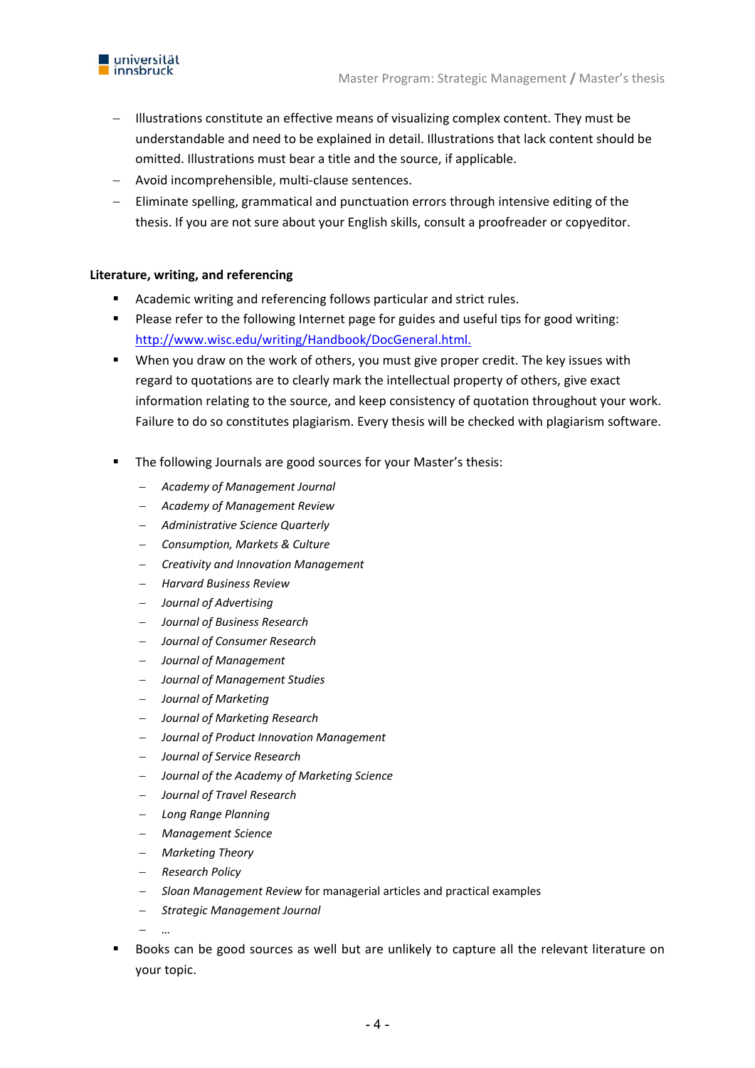- Illustrations constitute an effective means of visualizing complex content. They must be understandable and need to be explained in detail. Illustrations that lack content should be omitted. Illustrations must bear a title and the source, if applicable.
- Avoid incomprehensible, multi-clause sentences.
- Eliminate spelling, grammatical and punctuation errors through intensive editing of the thesis. If you are not sure about your English skills, consult a proofreader or copyeditor.

**Literature, writing, and referencing**

- Academic writing and referencing follows particular and strict rules.
- Please refer to the following Internet page for guides and useful tips for good writing: [http://www.wisc.edu/writing/Handbook/DocGeneral.html.](http://www.wisc.edu/writing/Handbook/DocGeneral.html)
- When you draw on the work of others, you must give proper credit. The key issues with regard to quotations are to clearly mark the intellectual property of others, give exact information relating to the source, and keep consistency of quotation throughout your work. Failure to do so constitutes plagiarism. Every thesis will be checked with plagiarism software.

- The following Journals are good sources for your Master's thesis:
  - *Academy of Management Journal*
  - *Academy of Management Review*
  - *Administrative Science Quarterly*
  - *Consumption, Markets & Culture*
  - *Creativity and Innovation Management*
  - *Harvard Business Review*
  - *Journal of Advertising*
  - *Journal of Business Research*
  - *Journal of Consumer Research*
  - *Journal of Management*
  - *Journal of Management Studies*
  - *Journal of Marketing*
  - *Journal of Marketing Research*
  - *Journal of Product Innovation Management*
  - *Journal of Service Research*
  - *Journal of the Academy of Marketing Science*
  - *Journal of Travel Research*
  - *Long Range Planning*
  - *Management Science*
  - *Marketing Theory*
  - *Research Policy*
  - *Sloan Management Review* for managerial articles and practical examples
  - *Strategic Management Journal*
  - …
- Books can be good sources as well but are unlikely to capture all the relevant literature on your topic.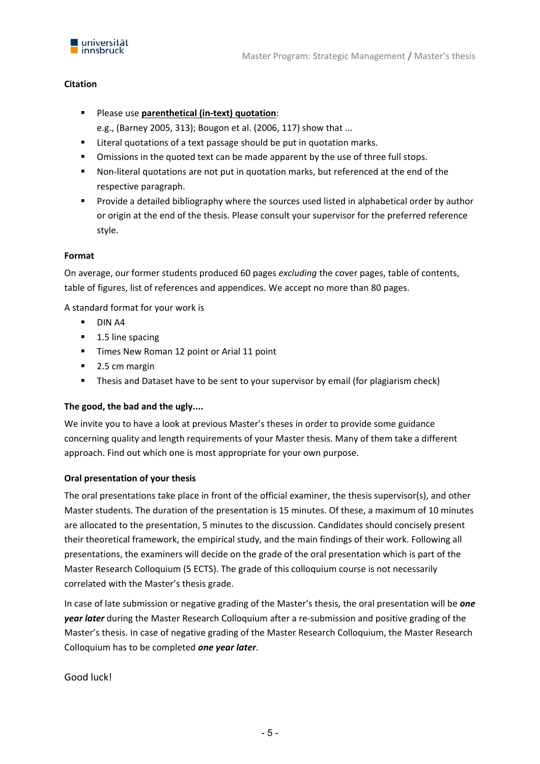**Citation**

- Please use **parenthetical (in-text) quotation**:
  e.g., (Barney 2005, 313); Bougon et al. (2006, 117) show that ...
- Literal quotations of a text passage should be put in quotation marks.
- Omissions in the quoted text can be made apparent by the use of three full stops.
- Non-literal quotations are not put in quotation marks, but referenced at the end of the respective paragraph.
- Provide a detailed bibliography where the sources used listed in alphabetical order by author or origin at the end of the thesis. Please consult your supervisor for the preferred reference style.

**Format**

On average, our former students produced 60 pages *excluding* the cover pages, table of contents, table of figures, list of references and appendices. We accept no more than 80 pages.

A standard format for your work is

- DIN A4
- 1.5 line spacing
- Times New Roman 12 point or Arial 11 point
- 2.5 cm margin
- Thesis and Dataset have to be sent to your supervisor by email (for plagiarism check)

**The good, the bad and the ugly....**

We invite you to have a look at previous Master's theses in order to provide some guidance concerning quality and length requirements of your Master thesis. Many of them take a different approach. Find out which one is most appropriate for your own purpose.

**Oral presentation of your thesis**

The oral presentations take place in front of the official examiner, the thesis supervisor(s), and other Master students. The duration of the presentation is 15 minutes. Of these, a maximum of 10 minutes are allocated to the presentation, 5 minutes to the discussion. Candidates should concisely present their theoretical framework, the empirical study, and the main findings of their work. Following all presentations, the examiners will decide on the grade of the oral presentation which is part of the Master Research Colloquium (5 ECTS). The grade of this colloquium course is not necessarily correlated with the Master's thesis grade.

In case of late submission or negative grading of the Master's thesis, the oral presentation will be ***one year later*** during the Master Research Colloquium after a re-submission and positive grading of the Master's thesis. In case of negative grading of the Master Research Colloquium, the Master Research Colloquium has to be completed ***one year later***.

Good luck!